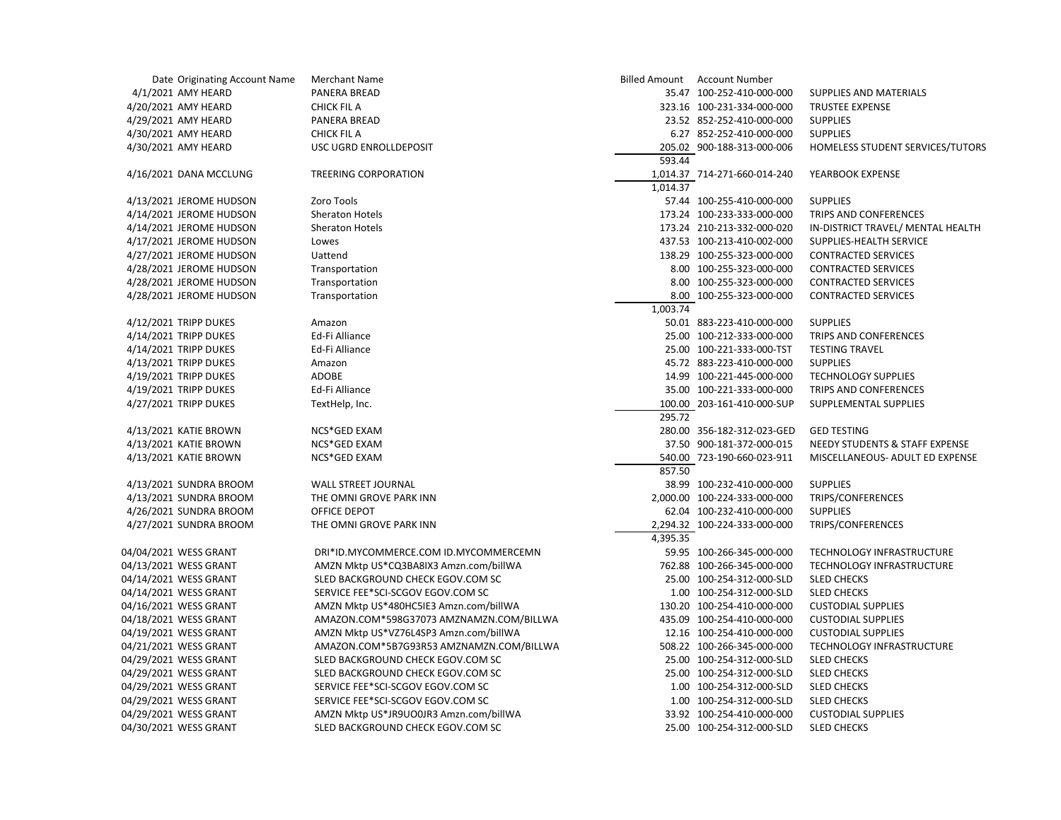| Date | Originating Account Name | Merchant Name | Billed Amount | Account Number | |
|---|---|---|---|---|---|
| 4/1/2021 | AMY HEARD | PANERA BREAD | 35.47 | 100-252-410-000-000 | SUPPLIES AND MATERIALS |
| 4/20/2021 | AMY HEARD | CHICK FIL A | 323.16 | 100-231-334-000-000 | TRUSTEE EXPENSE |
| 4/29/2021 | AMY HEARD | PANERA BREAD | 23.52 | 852-252-410-000-000 | SUPPLIES |
| 4/30/2021 | AMY HEARD | CHICK FIL A | 6.27 | 852-252-410-000-000 | SUPPLIES |
| 4/30/2021 | AMY HEARD | USC UGRD ENROLLDEPOSIT | 205.02 | 900-188-313-000-006 | HOMELESS STUDENT SERVICES/TUTORS |
| | | | 593.44 | | |
| 4/16/2021 | DANA MCCLUNG | TREERING CORPORATION | 1,014.37 | 714-271-660-014-240 | YEARBOOK EXPENSE |
| | | | 1,014.37 | | |
| 4/13/2021 | JEROME HUDSON | Zoro Tools | 57.44 | 100-255-410-000-000 | SUPPLIES |
| 4/14/2021 | JEROME HUDSON | Sheraton Hotels | 173.24 | 100-233-333-000-000 | TRIPS AND CONFERENCES |
| 4/14/2021 | JEROME HUDSON | Sheraton Hotels | 173.24 | 210-213-332-000-020 | IN-DISTRICT TRAVEL/ MENTAL HEALTH |
| 4/17/2021 | JEROME HUDSON | Lowes | 437.53 | 100-213-410-002-000 | SUPPLIES-HEALTH SERVICE |
| 4/27/2021 | JEROME HUDSON | Uattend | 138.29 | 100-255-323-000-000 | CONTRACTED SERVICES |
| 4/28/2021 | JEROME HUDSON | Transportation | 8.00 | 100-255-323-000-000 | CONTRACTED SERVICES |
| 4/28/2021 | JEROME HUDSON | Transportation | 8.00 | 100-255-323-000-000 | CONTRACTED SERVICES |
| 4/28/2021 | JEROME HUDSON | Transportation | 8.00 | 100-255-323-000-000 | CONTRACTED SERVICES |
| | | | 1,003.74 | | |
| 4/12/2021 | TRIPP DUKES | Amazon | 50.01 | 883-223-410-000-000 | SUPPLIES |
| 4/14/2021 | TRIPP DUKES | Ed-Fi Alliance | 25.00 | 100-212-333-000-000 | TRIPS AND CONFERENCES |
| 4/14/2021 | TRIPP DUKES | Ed-Fi Alliance | 25.00 | 100-221-333-000-TST | TESTING TRAVEL |
| 4/13/2021 | TRIPP DUKES | Amazon | 45.72 | 883-223-410-000-000 | SUPPLIES |
| 4/19/2021 | TRIPP DUKES | ADOBE | 14.99 | 100-221-445-000-000 | TECHNOLOGY SUPPLIES |
| 4/19/2021 | TRIPP DUKES | Ed-Fi Alliance | 35.00 | 100-221-333-000-000 | TRIPS AND CONFERENCES |
| 4/27/2021 | TRIPP DUKES | TextHelp, Inc. | 100.00 | 203-161-410-000-SUP | SUPPLEMENTAL SUPPLIES |
| | | | 295.72 | | |
| 4/13/2021 | KATIE BROWN | NCS*GED EXAM | 280.00 | 356-182-312-023-GED | GED TESTING |
| 4/13/2021 | KATIE BROWN | NCS*GED EXAM | 37.50 | 900-181-372-000-015 | NEEDY STUDENTS & STAFF EXPENSE |
| 4/13/2021 | KATIE BROWN | NCS*GED EXAM | 540.00 | 723-190-660-023-911 | MISCELLANEOUS- ADULT ED EXPENSE |
| | | | 857.50 | | |
| 4/13/2021 | SUNDRA BROOM | WALL STREET JOURNAL | 38.99 | 100-232-410-000-000 | SUPPLIES |
| 4/13/2021 | SUNDRA BROOM | THE OMNI GROVE PARK INN | 2,000.00 | 100-224-333-000-000 | TRIPS/CONFERENCES |
| 4/26/2021 | SUNDRA BROOM | OFFICE DEPOT | 62.04 | 100-232-410-000-000 | SUPPLIES |
| 4/27/2021 | SUNDRA BROOM | THE OMNI GROVE PARK INN | 2,294.32 | 100-224-333-000-000 | TRIPS/CONFERENCES |
| | | | 4,395.35 | | |
| 04/04/2021 | WESS GRANT | DRI*ID.MYCOMMERCE.COM ID.MYCOMMERCEMN | 59.95 | 100-266-345-000-000 | TECHNOLOGY INFRASTRUCTURE |
| 04/13/2021 | WESS GRANT | AMZN Mktp US*CQ3BA8IX3 Amzn.com/billWA | 762.88 | 100-266-345-000-000 | TECHNOLOGY INFRASTRUCTURE |
| 04/14/2021 | WESS GRANT | SLED BACKGROUND CHECK EGOV.COM SC | 25.00 | 100-254-312-000-SLD | SLED CHECKS |
| 04/14/2021 | WESS GRANT | SERVICE FEE*SCI-SCGOV EGOV.COM SC | 1.00 | 100-254-312-000-SLD | SLED CHECKS |
| 04/16/2021 | WESS GRANT | AMZN Mktp US*480HC5IE3 Amzn.com/billWA | 130.20 | 100-254-410-000-000 | CUSTODIAL SUPPLIES |
| 04/18/2021 | WESS GRANT | AMAZON.COM*598G37073 AMZNAMZN.COM/BILLWA | 435.09 | 100-254-410-000-000 | CUSTODIAL SUPPLIES |
| 04/19/2021 | WESS GRANT | AMZN Mktp US*VZ76L4SP3 Amzn.com/billWA | 12.16 | 100-254-410-000-000 | CUSTODIAL SUPPLIES |
| 04/21/2021 | WESS GRANT | AMAZON.COM*5B7G93R53 AMZNAMZN.COM/BILLWA | 508.22 | 100-266-345-000-000 | TECHNOLOGY INFRASTRUCTURE |
| 04/29/2021 | WESS GRANT | SLED BACKGROUND CHECK EGOV.COM SC | 25.00 | 100-254-312-000-SLD | SLED CHECKS |
| 04/29/2021 | WESS GRANT | SLED BACKGROUND CHECK EGOV.COM SC | 25.00 | 100-254-312-000-SLD | SLED CHECKS |
| 04/29/2021 | WESS GRANT | SERVICE FEE*SCI-SCGOV EGOV.COM SC | 1.00 | 100-254-312-000-SLD | SLED CHECKS |
| 04/29/2021 | WESS GRANT | SERVICE FEE*SCI-SCGOV EGOV.COM SC | 1.00 | 100-254-312-000-SLD | SLED CHECKS |
| 04/29/2021 | WESS GRANT | AMZN Mktp US*JR9UO0JR3 Amzn.com/billWA | 33.92 | 100-254-410-000-000 | CUSTODIAL SUPPLIES |
| 04/30/2021 | WESS GRANT | SLED BACKGROUND CHECK EGOV.COM SC | 25.00 | 100-254-312-000-SLD | SLED CHECKS |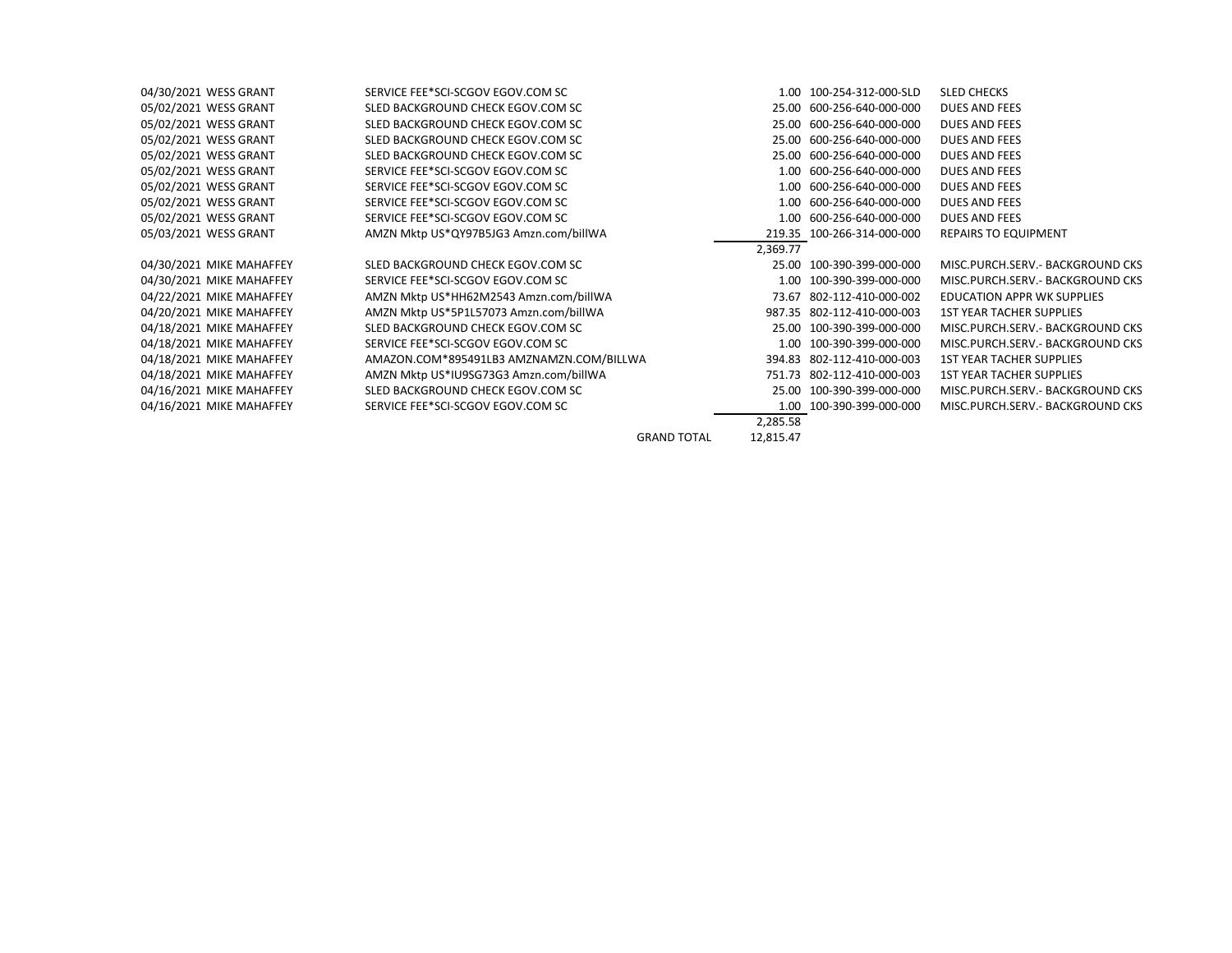| | | | | | |
|---|---|---|---|---|---|
| 04/30/2021 | WESS GRANT | SERVICE FEE*SCI-SCGOV EGOV.COM SC | 1.00 | 100-254-312-000-SLD | SLED CHECKS |
| 05/02/2021 | WESS GRANT | SLED BACKGROUND CHECK EGOV.COM SC | 25.00 | 600-256-640-000-000 | DUES AND FEES |
| 05/02/2021 | WESS GRANT | SLED BACKGROUND CHECK EGOV.COM SC | 25.00 | 600-256-640-000-000 | DUES AND FEES |
| 05/02/2021 | WESS GRANT | SLED BACKGROUND CHECK EGOV.COM SC | 25.00 | 600-256-640-000-000 | DUES AND FEES |
| 05/02/2021 | WESS GRANT | SLED BACKGROUND CHECK EGOV.COM SC | 25.00 | 600-256-640-000-000 | DUES AND FEES |
| 05/02/2021 | WESS GRANT | SERVICE FEE*SCI-SCGOV EGOV.COM SC | 1.00 | 600-256-640-000-000 | DUES AND FEES |
| 05/02/2021 | WESS GRANT | SERVICE FEE*SCI-SCGOV EGOV.COM SC | 1.00 | 600-256-640-000-000 | DUES AND FEES |
| 05/02/2021 | WESS GRANT | SERVICE FEE*SCI-SCGOV EGOV.COM SC | 1.00 | 600-256-640-000-000 | DUES AND FEES |
| 05/02/2021 | WESS GRANT | SERVICE FEE*SCI-SCGOV EGOV.COM SC | 1.00 | 600-256-640-000-000 | DUES AND FEES |
| 05/03/2021 | WESS GRANT | AMZN Mktp US*QY97B5JG3 Amzn.com/billWA | 219.35 | 100-266-314-000-000 | REPAIRS TO EQUIPMENT |
| | | | 2,369.77 | | |
| 04/30/2021 | MIKE MAHAFFEY | SLED BACKGROUND CHECK EGOV.COM SC | 25.00 | 100-390-399-000-000 | MISC.PURCH.SERV.- BACKGROUND CKS |
| 04/30/2021 | MIKE MAHAFFEY | SERVICE FEE*SCI-SCGOV EGOV.COM SC | 1.00 | 100-390-399-000-000 | MISC.PURCH.SERV.- BACKGROUND CKS |
| 04/22/2021 | MIKE MAHAFFEY | AMZN Mktp US*HH62M2543 Amzn.com/billWA | 73.67 | 802-112-410-000-002 | EDUCATION APPR WK SUPPLIES |
| 04/20/2021 | MIKE MAHAFFEY | AMZN Mktp US*5P1L57073 Amzn.com/billWA | 987.35 | 802-112-410-000-003 | 1ST YEAR TACHER SUPPLIES |
| 04/18/2021 | MIKE MAHAFFEY | SLED BACKGROUND CHECK EGOV.COM SC | 25.00 | 100-390-399-000-000 | MISC.PURCH.SERV.- BACKGROUND CKS |
| 04/18/2021 | MIKE MAHAFFEY | SERVICE FEE*SCI-SCGOV EGOV.COM SC | 1.00 | 100-390-399-000-000 | MISC.PURCH.SERV.- BACKGROUND CKS |
| 04/18/2021 | MIKE MAHAFFEY | AMAZON.COM*895491LB3 AMZNAMZN.COM/BILLWA | 394.83 | 802-112-410-000-003 | 1ST YEAR TACHER SUPPLIES |
| 04/18/2021 | MIKE MAHAFFEY | AMZN Mktp US*IU9SG73G3 Amzn.com/billWA | 751.73 | 802-112-410-000-003 | 1ST YEAR TACHER SUPPLIES |
| 04/16/2021 | MIKE MAHAFFEY | SLED BACKGROUND CHECK EGOV.COM SC | 25.00 | 100-390-399-000-000 | MISC.PURCH.SERV.- BACKGROUND CKS |
| 04/16/2021 | MIKE MAHAFFEY | SERVICE FEE*SCI-SCGOV EGOV.COM SC | 1.00 | 100-390-399-000-000 | MISC.PURCH.SERV.- BACKGROUND CKS |
| | | | 2,285.58 | | |
| | | GRAND TOTAL | 12,815.47 | | |